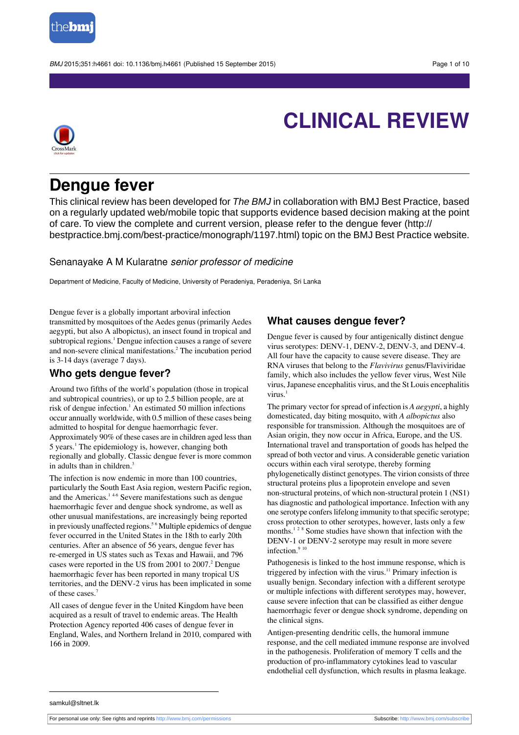# CLINICAL REVIEW

## Dengue fever

This clinical review has been developed for *The BMJ* in collaboration with BMJ Best Practice, based on a regularly updated web/mobile topic that supports evidence based decision making at the point of care. To view the complete and current version, please refer to the dengue fever (http://bestpractice.bmj.com/best-practice/monograph/1197.html) topic on the BMJ Best Practice website.

Senanayake A M Kularatne *senior professor of medicine*

Department of Medicine, Faculty of Medicine, University of Peradeniya, Peradeniya, Sri Lanka

Dengue fever is a globally important arboviral infection transmitted by mosquitoes of the Aedes genus (primarily Aedes aegypti, but also A albopictus), an insect found in tropical and subtropical regions.[1] Dengue infection causes a range of severe and non-severe clinical manifestations.[2] The incubation period is 3-14 days (average 7 days).

### Who gets dengue fever?

Around two fifths of the world's population (those in tropical and subtropical countries), or up to 2.5 billion people, are at risk of dengue infection.[1] An estimated 50 million infections occur annually worldwide, with 0.5 million of these cases being admitted to hospital for dengue haemorrhagic fever. Approximately 90% of these cases are in children aged less than 5 years.[1] The epidemiology is, however, changing both regionally and globally. Classic dengue fever is more common in adults than in children.[3]

The infection is now endemic in more than 100 countries, particularly the South East Asia region, western Pacific region, and the Americas.[1 4-6] Severe manifestations such as dengue haemorrhagic fever and dengue shock syndrome, as well as other unusual manifestations, are increasingly being reported in previously unaffected regions.[5 6] Multiple epidemics of dengue fever occurred in the United States in the 18th to early 20th centuries. After an absence of 56 years, dengue fever has re-emerged in US states such as Texas and Hawaii, and 796 cases were reported in the US from 2001 to 2007.[2] Dengue haemorrhagic fever has been reported in many tropical US territories, and the DENV-2 virus has been implicated in some of these cases.[7]

All cases of dengue fever in the United Kingdom have been acquired as a result of travel to endemic areas. The Health Protection Agency reported 406 cases of dengue fever in England, Wales, and Northern Ireland in 2010, compared with 166 in 2009.

### What causes dengue fever?

Dengue fever is caused by four antigenically distinct dengue virus serotypes: DENV-1, DENV-2, DENV-3, and DENV-4. All four have the capacity to cause severe disease. They are RNA viruses that belong to the *Flavivirus* genus/Flaviviridae family, which also includes the yellow fever virus, West Nile virus, Japanese encephalitis virus, and the St Louis encephalitis virus.[1]

The primary vector for spread of infection is *A aegypti*, a highly domesticated, day biting mosquito, with *A albopictus* also responsible for transmission. Although the mosquitoes are of Asian origin, they now occur in Africa, Europe, and the US. International travel and transportation of goods has helped the spread of both vector and virus. A considerable genetic variation occurs within each viral serotype, thereby forming phylogenetically distinct genotypes. The virion consists of three structural proteins plus a lipoprotein envelope and seven non-structural proteins, of which non-structural protein 1 (NS1) has diagnostic and pathological importance. Infection with any one serotype confers lifelong immunity to that specific serotype; cross protection to other serotypes, however, lasts only a few months.[1 2 8] Some studies have shown that infection with the DENV-1 or DENV-2 serotype may result in more severe infection.[9 10]

Pathogenesis is linked to the host immune response, which is triggered by infection with the virus.[11] Primary infection is usually benign. Secondary infection with a different serotype or multiple infections with different serotypes may, however, cause severe infection that can be classified as either dengue haemorrhagic fever or dengue shock syndrome, depending on the clinical signs.

Antigen-presenting dendritic cells, the humoral immune response, and the cell mediated immune response are involved in the pathogenesis. Proliferation of memory T cells and the production of pro-inflammatory cytokines lead to vascular endothelial cell dysfunction, which results in plasma leakage.

samkul@sltnet.lk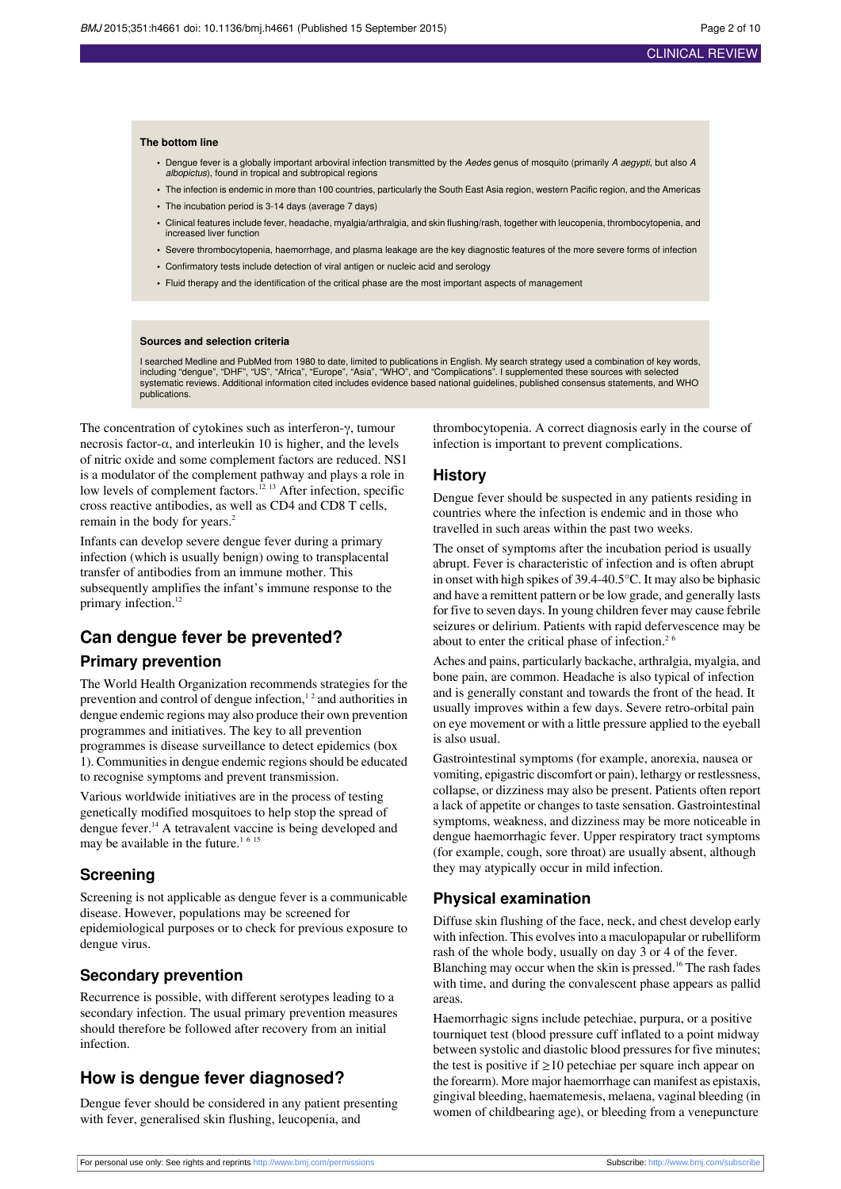**The bottom line**

- Dengue fever is a globally important arboviral infection transmitted by the *Aedes* genus of mosquito (primarily *A aegypti*, but also *A albopictus*), found in tropical and subtropical regions
- The infection is endemic in more than 100 countries, particularly the South East Asia region, western Pacific region, and the Americas
- The incubation period is 3-14 days (average 7 days)
- Clinical features include fever, headache, myalgia/arthralgia, and skin flushing/rash, together with leucopenia, thrombocytopenia, and increased liver function
- Severe thrombocytopenia, haemorrhage, and plasma leakage are the key diagnostic features of the more severe forms of infection
- Confirmatory tests include detection of viral antigen or nucleic acid and serology
- Fluid therapy and the identification of the critical phase are the most important aspects of management

**Sources and selection criteria**

I searched Medline and PubMed from 1980 to date, limited to publications in English. My search strategy used a combination of key words, including "dengue", "DHF", "US", "Africa", "Europe", "Asia", "WHO", and "Complications". I supplemented these sources with selected systematic reviews. Additional information cited includes evidence based national guidelines, published consensus statements, and WHO publications.

The concentration of cytokines such as interferon-γ, tumour necrosis factor-α, and interleukin 10 is higher, and the levels of nitric oxide and some complement factors are reduced. NS1 is a modulator of the complement pathway and plays a role in low levels of complement factors.[12,13] After infection, specific cross reactive antibodies, as well as CD4 and CD8 T cells, remain in the body for years.[2]

Infants can develop severe dengue fever during a primary infection (which is usually benign) owing to transplacental transfer of antibodies from an immune mother. This subsequently amplifies the infant's immune response to the primary infection.[12]

## Can dengue fever be prevented?

### Primary prevention

The World Health Organization recommends strategies for the prevention and control of dengue infection,[1,2] and authorities in dengue endemic regions may also produce their own prevention programmes and initiatives. The key to all prevention programmes is disease surveillance to detect epidemics (box 1). Communities in dengue endemic regions should be educated to recognise symptoms and prevent transmission.

Various worldwide initiatives are in the process of testing genetically modified mosquitoes to help stop the spread of dengue fever.[14] A tetravalent vaccine is being developed and may be available in the future.[1,6,15]

### Screening

Screening is not applicable as dengue fever is a communicable disease. However, populations may be screened for epidemiological purposes or to check for previous exposure to dengue virus.

### Secondary prevention

Recurrence is possible, with different serotypes leading to a secondary infection. The usual primary prevention measures should therefore be followed after recovery from an initial infection.

## How is dengue fever diagnosed?

Dengue fever should be considered in any patient presenting with fever, generalised skin flushing, leucopenia, and thrombocytopenia. A correct diagnosis early in the course of infection is important to prevent complications.

### History

Dengue fever should be suspected in any patients residing in countries where the infection is endemic and in those who travelled in such areas within the past two weeks.

The onset of symptoms after the incubation period is usually abrupt. Fever is characteristic of infection and is often abrupt in onset with high spikes of 39.4-40.5°C. It may also be biphasic and have a remittent pattern or be low grade, and generally lasts for five to seven days. In young children fever may cause febrile seizures or delirium. Patients with rapid defervescence may be about to enter the critical phase of infection.[2,6]

Aches and pains, particularly backache, arthralgia, myalgia, and bone pain, are common. Headache is also typical of infection and is generally constant and towards the front of the head. It usually improves within a few days. Severe retro-orbital pain on eye movement or with a little pressure applied to the eyeball is also usual.

Gastrointestinal symptoms (for example, anorexia, nausea or vomiting, epigastric discomfort or pain), lethargy or restlessness, collapse, or dizziness may also be present. Patients often report a lack of appetite or changes to taste sensation. Gastrointestinal symptoms, weakness, and dizziness may be more noticeable in dengue haemorrhagic fever. Upper respiratory tract symptoms (for example, cough, sore throat) are usually absent, although they may atypically occur in mild infection.

### Physical examination

Diffuse skin flushing of the face, neck, and chest develop early with infection. This evolves into a maculopapular or rubelliform rash of the whole body, usually on day 3 or 4 of the fever. Blanching may occur when the skin is pressed.[16] The rash fades with time, and during the convalescent phase appears as pallid areas.

Haemorrhagic signs include petechiae, purpura, or a positive tourniquet test (blood pressure cuff inflated to a point midway between systolic and diastolic blood pressures for five minutes; the test is positive if ≥10 petechiae per square inch appear on the forearm). More major haemorrhage can manifest as epistaxis, gingival bleeding, haematemesis, melaena, vaginal bleeding (in women of childbearing age), or bleeding from a venepuncture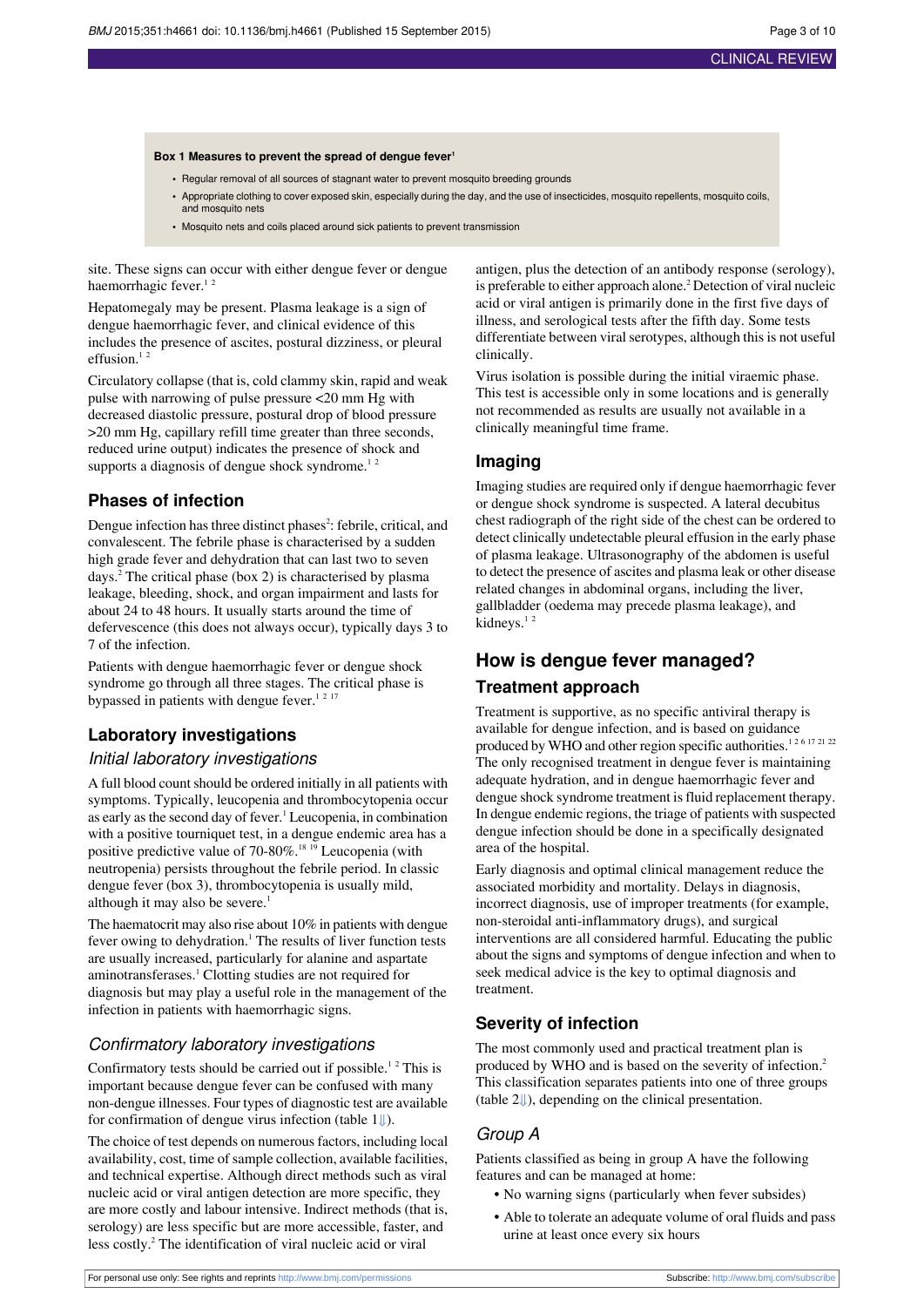**Box 1 Measures to prevent the spread of dengue fever[1]**

- Regular removal of all sources of stagnant water to prevent mosquito breeding grounds
- Appropriate clothing to cover exposed skin, especially during the day, and the use of insecticides, mosquito repellents, mosquito coils, and mosquito nets
- Mosquito nets and coils placed around sick patients to prevent transmission

site. These signs can occur with either dengue fever or dengue haemorrhagic fever.[1 2]

Hepatomegaly may be present. Plasma leakage is a sign of dengue haemorrhagic fever, and clinical evidence of this includes the presence of ascites, postural dizziness, or pleural effusion.[1 2]

Circulatory collapse (that is, cold clammy skin, rapid and weak pulse with narrowing of pulse pressure <20 mm Hg with decreased diastolic pressure, postural drop of blood pressure >20 mm Hg, capillary refill time greater than three seconds, reduced urine output) indicates the presence of shock and supports a diagnosis of dengue shock syndrome.[1 2]

## Phases of infection

Dengue infection has three distinct phases[2]: febrile, critical, and convalescent. The febrile phase is characterised by a sudden high grade fever and dehydration that can last two to seven days.[2] The critical phase (box 2) is characterised by plasma leakage, bleeding, shock, and organ impairment and lasts for about 24 to 48 hours. It usually starts around the time of defervescence (this does not always occur), typically days 3 to 7 of the infection.

Patients with dengue haemorrhagic fever or dengue shock syndrome go through all three stages. The critical phase is bypassed in patients with dengue fever.[1 2 17]

## Laboratory investigations

### *Initial laboratory investigations*

A full blood count should be ordered initially in all patients with symptoms. Typically, leucopenia and thrombocytopenia occur as early as the second day of fever.[1] Leucopenia, in combination with a positive tourniquet test, in a dengue endemic area has a positive predictive value of 70-80%.[18 19] Leucopenia (with neutropenia) persists throughout the febrile period. In classic dengue fever (box 3), thrombocytopenia is usually mild, although it may also be severe.[1]

The haematocrit may also rise about 10% in patients with dengue fever owing to dehydration.[1] The results of liver function tests are usually increased, particularly for alanine and aspartate aminotransferases.[1] Clotting studies are not required for diagnosis but may play a useful role in the management of the infection in patients with haemorrhagic signs.

### *Confirmatory laboratory investigations*

Confirmatory tests should be carried out if possible.[1 2] This is important because dengue fever can be confused with many non-dengue illnesses. Four types of diagnostic test are available for confirmation of dengue virus infection (table 1⇓).

The choice of test depends on numerous factors, including local availability, cost, time of sample collection, available facilities, and technical expertise. Although direct methods such as viral nucleic acid or viral antigen detection are more specific, they are more costly and labour intensive. Indirect methods (that is, serology) are less specific but are more accessible, faster, and less costly.[2] The identification of viral nucleic acid or viral antigen, plus the detection of an antibody response (serology), is preferable to either approach alone.[2] Detection of viral nucleic acid or viral antigen is primarily done in the first five days of illness, and serological tests after the fifth day. Some tests differentiate between viral serotypes, although this is not useful clinically.

Virus isolation is possible during the initial viraemic phase. This test is accessible only in some locations and is generally not recommended as results are usually not available in a clinically meaningful time frame.

## Imaging

Imaging studies are required only if dengue haemorrhagic fever or dengue shock syndrome is suspected. A lateral decubitus chest radiograph of the right side of the chest can be ordered to detect clinically undetectable pleural effusion in the early phase of plasma leakage. Ultrasonography of the abdomen is useful to detect the presence of ascites and plasma leak or other disease related changes in abdominal organs, including the liver, gallbladder (oedema may precede plasma leakage), and kidneys.[1 2]

# How is dengue fever managed?

## Treatment approach

Treatment is supportive, as no specific antiviral therapy is available for dengue infection, and is based on guidance produced by WHO and other region specific authorities.[1 2 6 17 21 22] The only recognised treatment in dengue fever is maintaining adequate hydration, and in dengue haemorrhagic fever and dengue shock syndrome treatment is fluid replacement therapy. In dengue endemic regions, the triage of patients with suspected dengue infection should be done in a specifically designated area of the hospital.

Early diagnosis and optimal clinical management reduce the associated morbidity and mortality. Delays in diagnosis, incorrect diagnosis, use of improper treatments (for example, non-steroidal anti-inflammatory drugs), and surgical interventions are all considered harmful. Educating the public about the signs and symptoms of dengue infection and when to seek medical advice is the key to optimal diagnosis and treatment.

## Severity of infection

The most commonly used and practical treatment plan is produced by WHO and is based on the severity of infection.[2] This classification separates patients into one of three groups (table 2⇓), depending on the clinical presentation.

### *Group A*

Patients classified as being in group A have the following features and can be managed at home:

- No warning signs (particularly when fever subsides)
- Able to tolerate an adequate volume of oral fluids and pass urine at least once every six hours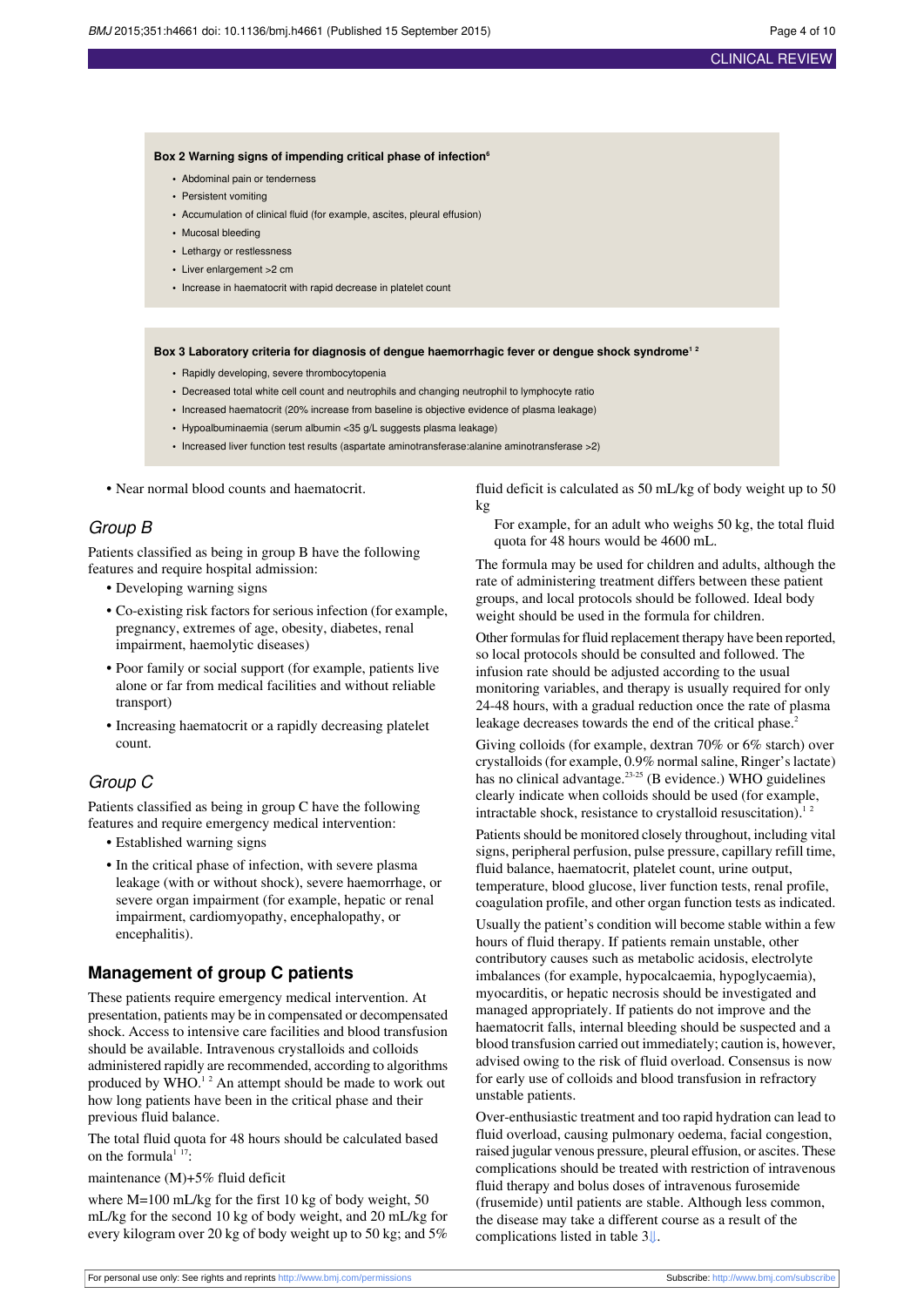**Box 2 Warning signs of impending critical phase of infection[5]**

- Abdominal pain or tenderness
- Persistent vomiting
- Accumulation of clinical fluid (for example, ascites, pleural effusion)
- Mucosal bleeding
- Lethargy or restlessness
- Liver enlargement >2 cm
- Increase in haematocrit with rapid decrease in platelet count

**Box 3 Laboratory criteria for diagnosis of dengue haemorrhagic fever or dengue shock syndrome[1 2]**

- Rapidly developing, severe thrombocytopenia
- Decreased total white cell count and neutrophils and changing neutrophil to lymphocyte ratio
- Increased haematocrit (20% increase from baseline is objective evidence of plasma leakage)
- Hypoalbuminaemia (serum albumin <35 g/L suggests plasma leakage)
- Increased liver function test results (aspartate aminotransferase:alanine aminotransferase >2)

- Near normal blood counts and haematocrit.

### Group B

Patients classified as being in group B have the following features and require hospital admission:

- Developing warning signs
- Co-existing risk factors for serious infection (for example, pregnancy, extremes of age, obesity, diabetes, renal impairment, haemolytic diseases)
- Poor family or social support (for example, patients live alone or far from medical facilities and without reliable transport)
- Increasing haematocrit or a rapidly decreasing platelet count.

### Group C

Patients classified as being in group C have the following features and require emergency medical intervention:

- Established warning signs
- In the critical phase of infection, with severe plasma leakage (with or without shock), severe haemorrhage, or severe organ impairment (for example, hepatic or renal impairment, cardiomyopathy, encephalopathy, or encephalitis).

## Management of group C patients

These patients require emergency medical intervention. At presentation, patients may be in compensated or decompensated shock. Access to intensive care facilities and blood transfusion should be available. Intravenous crystalloids and colloids administered rapidly are recommended, according to algorithms produced by WHO.[1 2] An attempt should be made to work out how long patients have been in the critical phase and their previous fluid balance.

The total fluid quota for 48 hours should be calculated based on the formula[1 17]:

maintenance (M)+5% fluid deficit

where M=100 mL/kg for the first 10 kg of body weight, 50 mL/kg for the second 10 kg of body weight, and 20 mL/kg for every kilogram over 20 kg of body weight up to 50 kg; and 5% fluid deficit is calculated as 50 mL/kg of body weight up to 50 kg

For example, for an adult who weighs 50 kg, the total fluid quota for 48 hours would be 4600 mL.

The formula may be used for children and adults, although the rate of administering treatment differs between these patient groups, and local protocols should be followed. Ideal body weight should be used in the formula for children.

Other formulas for fluid replacement therapy have been reported, so local protocols should be consulted and followed. The infusion rate should be adjusted according to the usual monitoring variables, and therapy is usually required for only 24-48 hours, with a gradual reduction once the rate of plasma leakage decreases towards the end of the critical phase.[2]

Giving colloids (for example, dextran 70% or 6% starch) over crystalloids (for example, 0.9% normal saline, Ringer's lactate) has no clinical advantage.[23-25] (B evidence.) WHO guidelines clearly indicate when colloids should be used (for example, intractable shock, resistance to crystalloid resuscitation).[1 2]

Patients should be monitored closely throughout, including vital signs, peripheral perfusion, pulse pressure, capillary refill time, fluid balance, haematocrit, platelet count, urine output, temperature, blood glucose, liver function tests, renal profile, coagulation profile, and other organ function tests as indicated.

Usually the patient's condition will become stable within a few hours of fluid therapy. If patients remain unstable, other contributory causes such as metabolic acidosis, electrolyte imbalances (for example, hypocalcaemia, hypoglycaemia), myocarditis, or hepatic necrosis should be investigated and managed appropriately. If patients do not improve and the haematocrit falls, internal bleeding should be suspected and a blood transfusion carried out immediately; caution is, however, advised owing to the risk of fluid overload. Consensus is now for early use of colloids and blood transfusion in refractory unstable patients.

Over-enthusiastic treatment and too rapid hydration can lead to fluid overload, causing pulmonary oedema, facial congestion, raised jugular venous pressure, pleural effusion, or ascites. These complications should be treated with restriction of intravenous fluid therapy and bolus doses of intravenous furosemide (frusemide) until patients are stable. Although less common, the disease may take a different course as a result of the complications listed in table 3.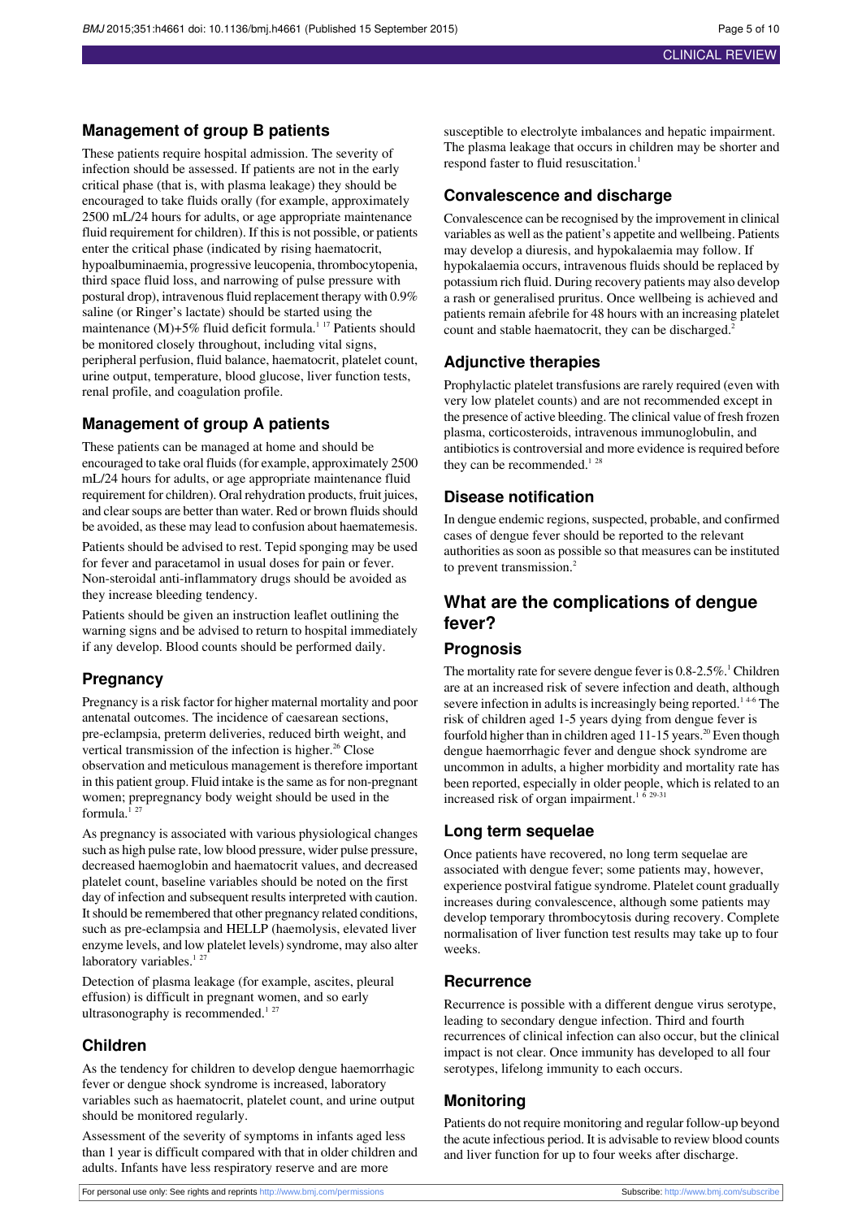## Management of group B patients

These patients require hospital admission. The severity of infection should be assessed. If patients are not in the early critical phase (that is, with plasma leakage) they should be encouraged to take fluids orally (for example, approximately 2500 mL/24 hours for adults, or age appropriate maintenance fluid requirement for children). If this is not possible, or patients enter the critical phase (indicated by rising haematocrit, hypoalbuminaemia, progressive leucopenia, thrombocytopenia, third space fluid loss, and narrowing of pulse pressure with postural drop), intravenous fluid replacement therapy with 0.9% saline (or Ringer's lactate) should be started using the maintenance (M)+5% fluid deficit formula.[1 17] Patients should be monitored closely throughout, including vital signs, peripheral perfusion, fluid balance, haematocrit, platelet count, urine output, temperature, blood glucose, liver function tests, renal profile, and coagulation profile.

## Management of group A patients

These patients can be managed at home and should be encouraged to take oral fluids (for example, approximately 2500 mL/24 hours for adults, or age appropriate maintenance fluid requirement for children). Oral rehydration products, fruit juices, and clear soups are better than water. Red or brown fluids should be avoided, as these may lead to confusion about haematemesis.

Patients should be advised to rest. Tepid sponging may be used for fever and paracetamol in usual doses for pain or fever. Non-steroidal anti-inflammatory drugs should be avoided as they increase bleeding tendency.

Patients should be given an instruction leaflet outlining the warning signs and be advised to return to hospital immediately if any develop. Blood counts should be performed daily.

## Pregnancy

Pregnancy is a risk factor for higher maternal mortality and poor antenatal outcomes. The incidence of caesarean sections, pre-eclampsia, preterm deliveries, reduced birth weight, and vertical transmission of the infection is higher.[26] Close observation and meticulous management is therefore important in this patient group. Fluid intake is the same as for non-pregnant women; prepregnancy body weight should be used in the formula.[1 27]

As pregnancy is associated with various physiological changes such as high pulse rate, low blood pressure, wider pulse pressure, decreased haemoglobin and haematocrit values, and decreased platelet count, baseline variables should be noted on the first day of infection and subsequent results interpreted with caution. It should be remembered that other pregnancy related conditions, such as pre-eclampsia and HELLP (haemolysis, elevated liver enzyme levels, and low platelet levels) syndrome, may also alter laboratory variables.[1 27]

Detection of plasma leakage (for example, ascites, pleural effusion) is difficult in pregnant women, and so early ultrasonography is recommended.[1 27]

## Children

As the tendency for children to develop dengue haemorrhagic fever or dengue shock syndrome is increased, laboratory variables such as haematocrit, platelet count, and urine output should be monitored regularly.

Assessment of the severity of symptoms in infants aged less than 1 year is difficult compared with that in older children and adults. Infants have less respiratory reserve and are more susceptible to electrolyte imbalances and hepatic impairment. The plasma leakage that occurs in children may be shorter and respond faster to fluid resuscitation.[1]

## Convalescence and discharge

Convalescence can be recognised by the improvement in clinical variables as well as the patient's appetite and wellbeing. Patients may develop a diuresis, and hypokalaemia may follow. If hypokalaemia occurs, intravenous fluids should be replaced by potassium rich fluid. During recovery patients may also develop a rash or generalised pruritus. Once wellbeing is achieved and patients remain afebrile for 48 hours with an increasing platelet count and stable haematocrit, they can be discharged.[2]

## Adjunctive therapies

Prophylactic platelet transfusions are rarely required (even with very low platelet counts) and are not recommended except in the presence of active bleeding. The clinical value of fresh frozen plasma, corticosteroids, intravenous immunoglobulin, and antibiotics is controversial and more evidence is required before they can be recommended.[1 28]

## Disease notification

In dengue endemic regions, suspected, probable, and confirmed cases of dengue fever should be reported to the relevant authorities as soon as possible so that measures can be instituted to prevent transmission.[2]

# What are the complications of dengue fever?

## Prognosis

The mortality rate for severe dengue fever is 0.8-2.5%.[1] Children are at an increased risk of severe infection and death, although severe infection in adults is increasingly being reported.[1 4-6] The risk of children aged 1-5 years dying from dengue fever is fourfold higher than in children aged 11-15 years.[20] Even though dengue haemorrhagic fever and dengue shock syndrome are uncommon in adults, a higher morbidity and mortality rate has been reported, especially in older people, which is related to an increased risk of organ impairment.[1 6 29-31]

## Long term sequelae

Once patients have recovered, no long term sequelae are associated with dengue fever; some patients may, however, experience postviral fatigue syndrome. Platelet count gradually increases during convalescence, although some patients may develop temporary thrombocytosis during recovery. Complete normalisation of liver function test results may take up to four weeks.

## Recurrence

Recurrence is possible with a different dengue virus serotype, leading to secondary dengue infection. Third and fourth recurrences of clinical infection can also occur, but the clinical impact is not clear. Once immunity has developed to all four serotypes, lifelong immunity to each occurs.

## Monitoring

Patients do not require monitoring and regular follow-up beyond the acute infectious period. It is advisable to review blood counts and liver function for up to four weeks after discharge.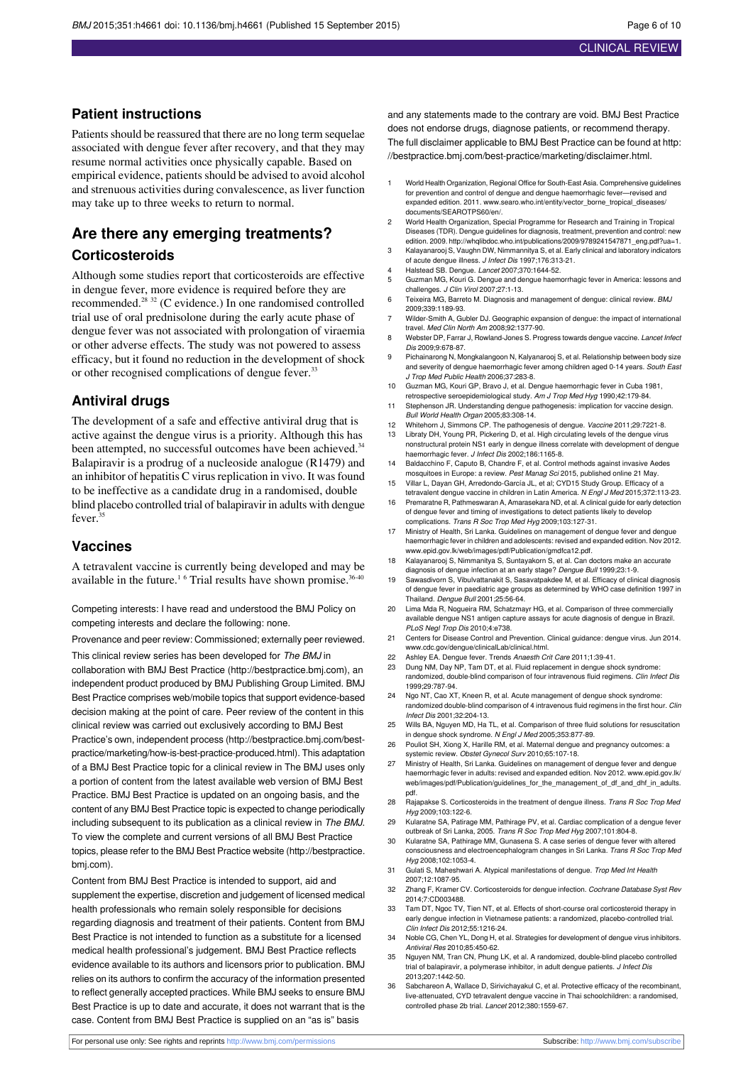## Patient instructions

Patients should be reassured that there are no long term sequelae associated with dengue fever after recovery, and that they may resume normal activities once physically capable. Based on empirical evidence, patients should be advised to avoid alcohol and strenuous activities during convalescence, as liver function may take up to three weeks to return to normal.

## Are there any emerging treatments?

### Corticosteroids

Although some studies report that corticosteroids are effective in dengue fever, more evidence is required before they are recommended.[28 32] (C evidence.) In one randomised controlled trial use of oral prednisolone during the early acute phase of dengue fever was not associated with prolongation of viraemia or other adverse effects. The study was not powered to assess efficacy, but it found no reduction in the development of shock or other recognised complications of dengue fever.[33]

### Antiviral drugs

The development of a safe and effective antiviral drug that is active against the dengue virus is a priority. Although this has been attempted, no successful outcomes have been achieved.[34] Balapiravir is a prodrug of a nucleoside analogue (R1479) and an inhibitor of hepatitis C virus replication in vivo. It was found to be ineffective as a candidate drug in a randomised, double blind placebo controlled trial of balapiravir in adults with dengue fever.[35]

### Vaccines

A tetravalent vaccine is currently being developed and may be available in the future.[1 6] Trial results have shown promise.[36-40]

Competing interests: I have read and understood the BMJ Policy on competing interests and declare the following: none.

Provenance and peer review: Commissioned; externally peer reviewed.

This clinical review series has been developed for *The BMJ* in collaboration with BMJ Best Practice (http://bestpractice.bmj.com), an independent product produced by BMJ Publishing Group Limited. BMJ Best Practice comprises web/mobile topics that support evidence-based decision making at the point of care. Peer review of the content in this clinical review was carried out exclusively according to BMJ Best Practice's own, independent process (http://bestpractice.bmj.com/best-practice/marketing/how-is-best-practice-produced.html). This adaptation of a BMJ Best Practice topic for a clinical review in The BMJ uses only a portion of content from the latest available web version of BMJ Best Practice. BMJ Best Practice is updated on an ongoing basis, and the content of any BMJ Best Practice topic is expected to change periodically including subsequent to its publication as a clinical review in *The BMJ*. To view the complete and current versions of all BMJ Best Practice topics, please refer to the BMJ Best Practice website (http://bestpractice.bmj.com).

Content from BMJ Best Practice is intended to support, aid and supplement the expertise, discretion and judgement of licensed medical health professionals who remain solely responsible for decisions regarding diagnosis and treatment of their patients. Content from BMJ Best Practice is not intended to function as a substitute for a licensed medical health professional's judgement. BMJ Best Practice reflects evidence available to its authors and licensors prior to publication. BMJ relies on its authors to confirm the accuracy of the information presented to reflect generally accepted practices. While BMJ seeks to ensure BMJ Best Practice is up to date and accurate, it does not warrant that is the case. Content from BMJ Best Practice is supplied on an "as is" basis and any statements made to the contrary are void. BMJ Best Practice does not endorse drugs, diagnose patients, or recommend therapy. The full disclaimer applicable to BMJ Best Practice can be found at http://bestpractice.bmj.com/best-practice/marketing/disclaimer.html.

1. World Health Organization, Regional Office for South-East Asia. Comprehensive guidelines for prevention and control of dengue and dengue haemorrhagic fever—revised and expanded edition. 2011. www.searo.who.int/entity/vector_borne_tropical_diseases/documents/SEAROTPS60/en/.
2. World Health Organization, Special Programme for Research and Training in Tropical Diseases (TDR). Dengue guidelines for diagnosis, treatment, prevention and control: new edition. 2009. http://whqlibdoc.who.int/publications/2009/9789241547871_eng.pdf?ua=1.
3. Kalayanarooj S, Vaughn DW, Nimmannitya S, et al. Early clinical and laboratory indicators of acute dengue illness. *J Infect Dis* 1997;176:313-21.
4. Halstead SB. Dengue. *Lancet* 2007;370:1644-52.
5. Guzman MG, Kouri G. Dengue and dengue haemorrhagic fever in America: lessons and challenges. *J Clin Virol* 2007;27:1-13.
6. Teixeira MG, Barreto M. Diagnosis and management of dengue: clinical review. *BMJ* 2009;339:1189-93.
7. Wilder-Smith A, Gubler DJ. Geographic expansion of dengue: the impact of international travel. *Med Clin North Am* 2008;92:1377-90.
8. Webster DP, Farrar J, Rowland-Jones S. Progress towards dengue vaccine. *Lancet Infect Dis* 2009;9:678-87.
9. Pichainarong N, Mongkalangoon N, Kalyanarooj S, et al. Relationship between body size and severity of dengue haemorrhagic fever among children aged 0-14 years. *South East J Trop Med Public Health* 2006;37:283-8.
10. Guzman MG, Kouri GP, Bravo J, et al. Dengue haemorrhagic fever in Cuba 1981, retrospective seroepidemiological study. *Am J Trop Med Hyg* 1990;42:179-84.
11. Stephenson JR. Understanding dengue pathogenesis: implication for vaccine design. *Bull World Health Organ* 2005;83:308-14.
12. Whitehorn J, Simmons CP. The pathogenesis of dengue. *Vaccine* 2011;29:7221-8.
13. Libraty DH, Young PR, Pickering D, et al. High circulating levels of the dengue virus nonstructural protein NS1 early in dengue illness correlate with development of dengue haemorrhagic fever. *J Infect Dis* 2002;186:1165-8.
14. Baldacchino F, Caputo B, Chandre F, et al. Control methods against invasive Aedes mosquitoes in Europe: a review. *Pest Manag Sci* 2015, published online 21 May.
15. Villar L, Dayan GH, Arredondo-García JL, et al; CYD15 Study Group. Efficacy of a tetravalent dengue vaccine in children in Latin America. *N Engl J Med* 2015;372:113-23.
16. Premaratne R, Pathmeswaran A, Amarasekara ND, et al. A clinical guide for early detection of dengue fever and timing of investigations to detect patients likely to develop complications. *Trans R Soc Trop Med Hyg* 2009;103:127-31.
17. Ministry of Health, Sri Lanka. Guidelines on management of dengue fever and dengue haemorrhagic fever in children and adolescents: revised and expanded edition. Nov 2012. www.epid.gov.lk/web/images/pdf/Publication/gmdfca12.pdf.
18. Kalayanarooj S, Nimmanitya S, Suntayakorn S, et al. Can doctors make an accurate diagnosis of dengue infection at an early stage? *Dengue Bull* 1999;23:1-9.
19. Sawasdivorn S, Vibulvattanakit S, Sasavatpakdee M, et al. Efficacy of clinical diagnosis of dengue fever in paediatric age groups as determined by WHO case definition 1997 in Thailand. *Dengue Bull* 2001;25:56-64.
20. Lima Mda R, Nogueira RM, Schatzmayr HG, et al. Comparison of three commercially available dengue NS1 antigen capture assays for acute diagnosis of dengue in Brazil. *PLoS Negl Trop Dis* 2010;4:e738.
21. Centers for Disease Control and Prevention. Clinical guidance: dengue virus. Jun 2014. www.cdc.gov/dengue/clinicalLab/clinical.html.
22. Ashley EA. Dengue fever. *Trends Anaesth Crit Care* 2011;1:39-41.
23. Dung NM, Day NP, Tam DT, et al. Fluid replacement in dengue shock syndrome: randomized, double-blind comparison of four intravenous fluid regimens. *Clin Infect Dis* 1999;29:787-94.
24. Ngo NT, Cao XT, Kneen R, et al. Acute management of dengue shock syndrome: randomized double-blind comparison of 4 intravenous fluid regimens in the first hour. *Clin Infect Dis* 2001;32:204-13.
25. Wills BA, Nguyen MD, Ha TL, et al. Comparison of three fluid solutions for resuscitation in dengue shock syndrome. *N Engl J Med* 2005;353:877-89.
26. Pouliot SH, Xiong X, Harille RM, et al. Maternal dengue and pregnancy outcomes: a systemic review. *Obstet Gynecol Surv* 2010;65:107-18.
27. Ministry of Health, Sri Lanka. Guidelines on management of dengue fever and dengue haemorrhagic fever in adults: revised and expanded edition. Nov 2012. www.epid.gov.lk/web/images/pdf/Publication/guidelines_for_the_management_of_df_and_dhf_in_adults.pdf.
28. Rajapakse S. Corticosteroids in the treatment of dengue illness. *Trans R Soc Trop Med Hyg* 2009;103:122-6.
29. Kularatne SA, Patirage MM, Pathirage PV, et al. Cardiac complication of a dengue fever outbreak of Sri Lanka, 2005. *Trans R Soc Trop Med Hyg* 2007;101:804-8.
30. Kularatne SA, Pathirage MM, Gunasena S. A case series of dengue fever with altered consciousness and electroencephalogram changes in Sri Lanka. *Trans R Soc Trop Med Hyg* 2008;102:1053-4.
31. Gulati S, Maheshwari A. Atypical manifestations of dengue. *Trop Med Int Health* 2007;12:1087-95.
32. Zhang F, Kramer CV. Corticosteroids for dengue infection. *Cochrane Database Syst Rev* 2014;7:CD003488.
33. Tam DT, Ngoc TV, Tien NT, et al. Effects of short-course oral corticosteroid therapy in early dengue infection in Vietnamese patients: a randomized, placebo-controlled trial. *Clin Infect Dis* 2012;55:1216-24.
34. Noble CG, Chen YL, Dong H, et al. Strategies for development of dengue virus inhibitors. *Antiviral Res* 2010;85:450-62.
35. Nguyen NM, Tran CN, Phung LK, et al. A randomized, double-blind placebo controlled trial of balapiravir, a polymerase inhibitor, in adult dengue patients. *J Infect Dis* 2013;207:1442-50.
36. Sabchareon A, Wallace D, Sirivichayakul C, et al. Protective efficacy of the recombinant, live-attenuated, CYD tetravalent dengue vaccine in Thai schoolchildren: a randomised, controlled phase 2b trial. *Lancet* 2012;380:1559-67.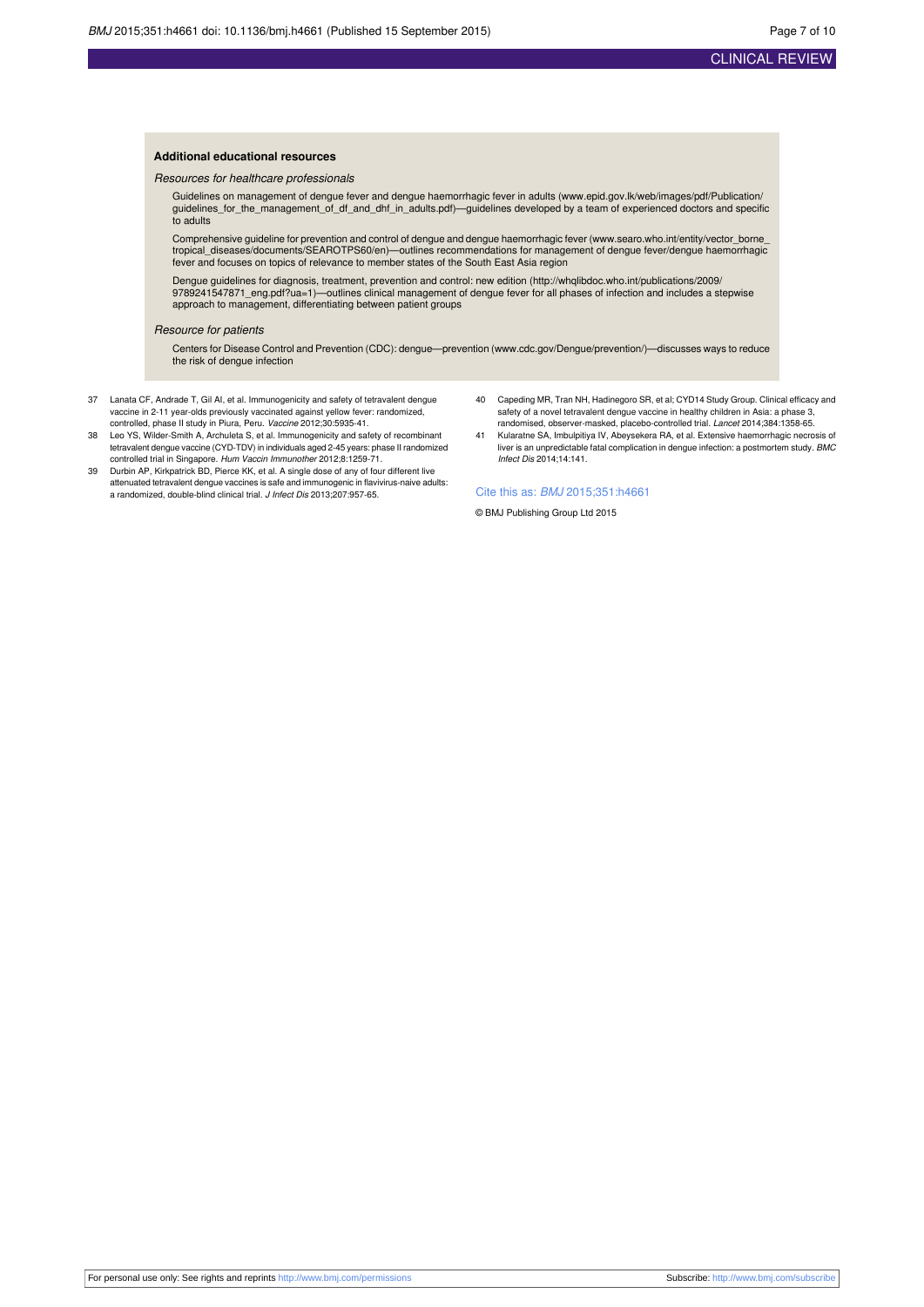### Additional educational resources

*Resources for healthcare professionals*

Guidelines on management of dengue fever and dengue haemorrhagic fever in adults (www.epid.gov.lk/web/images/pdf/Publication/guidelines_for_the_management_of_df_and_dhf_in_adults.pdf)—guidelines developed by a team of experienced doctors and specific to adults

Comprehensive guideline for prevention and control of dengue and dengue haemorrhagic fever (www.searo.who.int/entity/vector_borne_tropical_diseases/documents/SEAROTPS60/en)—outlines recommendations for management of dengue fever/dengue haemorrhagic fever and focuses on topics of relevance to member states of the South East Asia region

Dengue guidelines for diagnosis, treatment, prevention and control: new edition (http://whqlibdoc.who.int/publications/2009/9789241547871_eng.pdf?ua=1)—outlines clinical management of dengue fever for all phases of infection and includes a stepwise approach to management, differentiating between patient groups

*Resource for patients*

Centers for Disease Control and Prevention (CDC): dengue—prevention (www.cdc.gov/Dengue/prevention/)—discusses ways to reduce the risk of dengue infection

37 Lanata CF, Andrade T, Gil AI, et al. Immunogenicity and safety of tetravalent dengue vaccine in 2-11 year-olds previously vaccinated against yellow fever: randomized, controlled, phase II study in Piura, Peru. *Vaccine* 2012;30:5935-41.

38 Leo YS, Wilder-Smith A, Archuleta S, et al. Immunogenicity and safety of recombinant tetravalent dengue vaccine (CYD-TDV) in individuals aged 2-45 years: phase II randomized controlled trial in Singapore. *Hum Vaccin Immunother* 2012;8:1259-71.

39 Durbin AP, Kirkpatrick BD, Pierce KK, et al. A single dose of any of four different live attenuated tetravalent dengue vaccines is safe and immunogenic in flavivirus-naive adults: a randomized, double-blind clinical trial. *J Infect Dis* 2013;207:957-65.

40 Capeding MR, Tran NH, Hadinegoro SR, et al; CYD14 Study Group. Clinical efficacy and safety of a novel tetravalent dengue vaccine in healthy children in Asia: a phase 3, randomised, observer-masked, placebo-controlled trial. *Lancet* 2014;384:1358-65.

41 Kularatne SA, Imbulpitiya IV, Abeysekera RA, et al. Extensive haemorrhagic necrosis of liver is an unpredictable fatal complication in dengue infection: a postmortem study. *BMC Infect Dis* 2014;14:141.

Cite this as: *BMJ* 2015;351:h4661

© BMJ Publishing Group Ltd 2015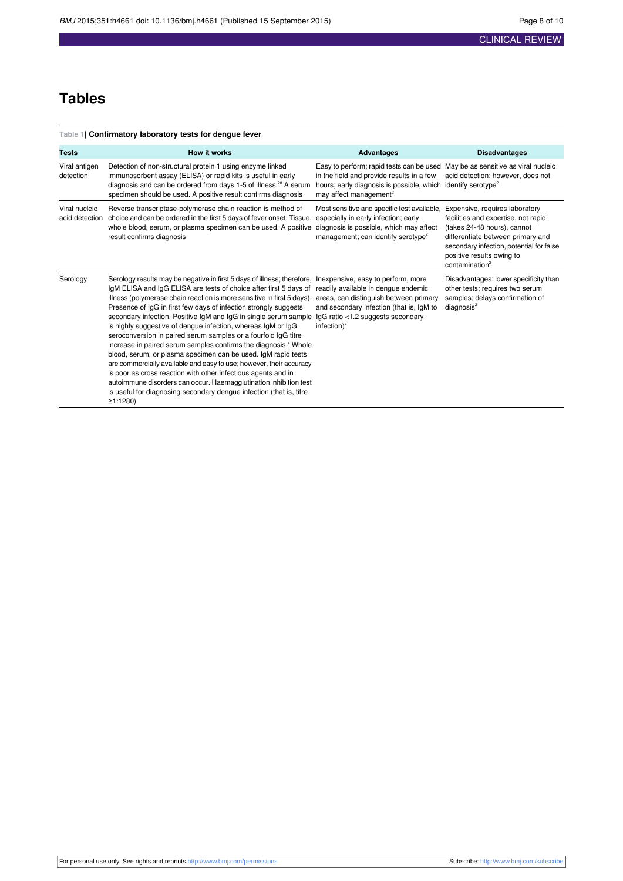# Tables

**Table 1| Confirmatory laboratory tests for dengue fever**

| Tests | How it works | Advantages | Disadvantages |
|---|---|---|---|
| Viral antigen detection | Detection of non-structural protein 1 using enzyme linked immunosorbent assay (ELISA) or rapid kits is useful in early diagnosis and can be ordered from days 1-5 of illness.[20] A serum specimen should be used. A positive result confirms diagnosis | Easy to perform; rapid tests can be used in the field and provide results in a few hours; early diagnosis is possible, which may affect management[2] | May be as sensitive as viral nucleic acid detection; however, does not identify serotype[2] |
| Viral nucleic acid detection | Reverse transcriptase-polymerase chain reaction is method of choice and can be ordered in the first 5 days of fever onset. Tissue, whole blood, serum, or plasma specimen can be used. A positive result confirms diagnosis | Most sensitive and specific test available, especially in early infection; early diagnosis is possible, which may affect management; can identify serotype[2] | Expensive, requires laboratory facilities and expertise, not rapid (takes 24-48 hours), cannot differentiate between primary and secondary infection, potential for false positive results owing to contamination[2] |
| Serology | Serology results may be negative in first 5 days of illness; therefore, IgM ELISA and IgG ELISA are tests of choice after first 5 days of illness (polymerase chain reaction is more sensitive in first 5 days). Presence of IgG in first few days of infection strongly suggests secondary infection. Positive IgM and IgG in single serum sample is highly suggestive of dengue infection, whereas IgM or IgG seroconversion in paired serum samples or a fourfold IgG titre increase in paired serum samples confirms the diagnosis.[2] Whole blood, serum, or plasma specimen can be used. IgM rapid tests are commercially available and easy to use; however, their accuracy is poor as cross reaction with other infectious agents and in autoimmune disorders can occur. Haemagglutination inhibition test is useful for diagnosing secondary dengue infection (that is, titre ≥1:1280) | Inexpensive, easy to perform, more readily available in dengue endemic areas, can distinguish between primary and secondary infection (that is, IgM to IgG ratio <1.2 suggests secondary infection)[2] | Disadvantages: lower specificity than other tests; requires two serum samples; delays confirmation of diagnosis[2] |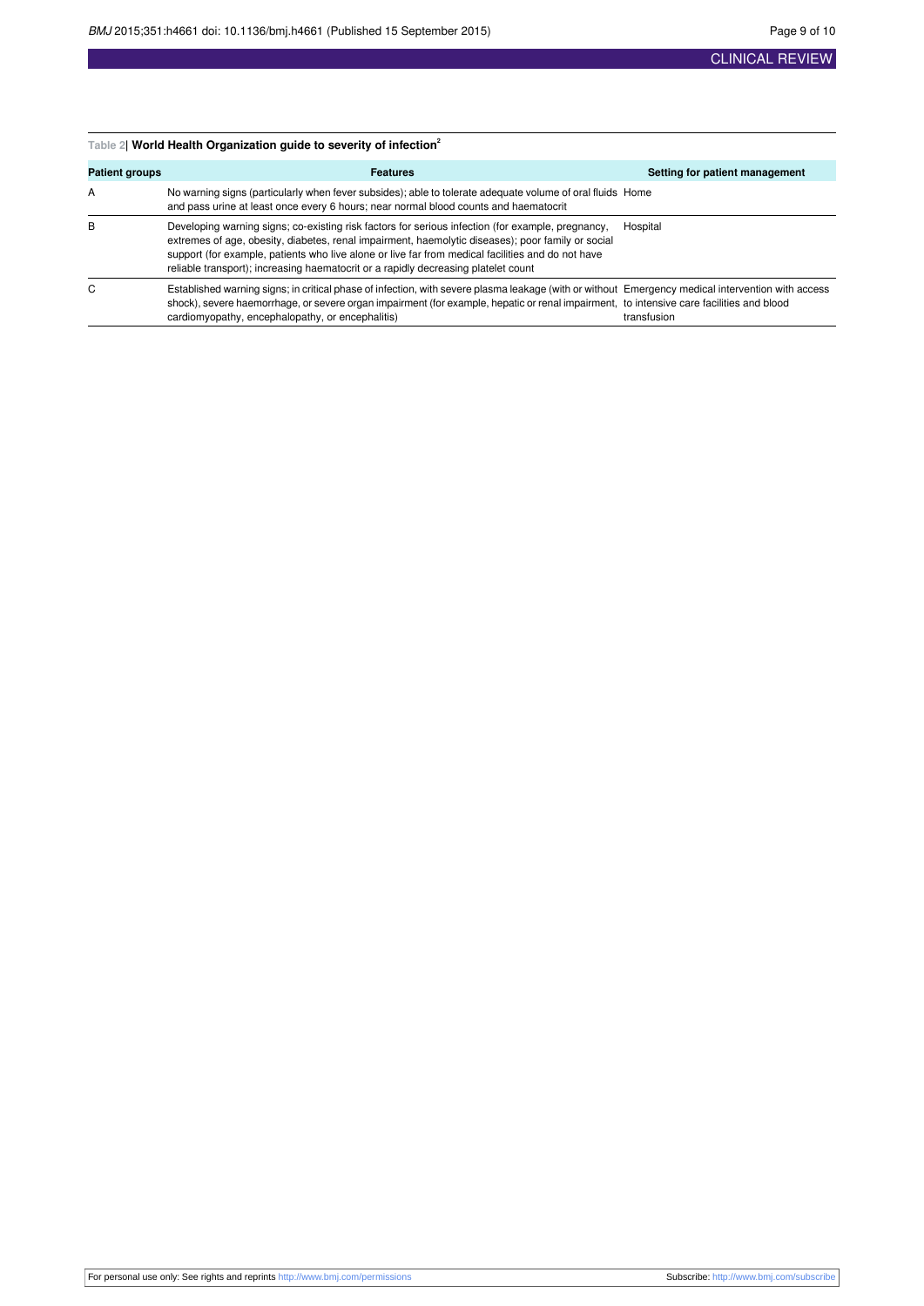**Table 2| World Health Organization guide to severity of infection[2]**

| Patient groups | Features | Setting for patient management |
|---|---|---|
| A | No warning signs (particularly when fever subsides); able to tolerate adequate volume of oral fluids and pass urine at least once every 6 hours; near normal blood counts and haematocrit | Home |
| B | Developing warning signs; co-existing risk factors for serious infection (for example, pregnancy, extremes of age, obesity, diabetes, renal impairment, haemolytic diseases); poor family or social support (for example, patients who live alone or live far from medical facilities and do not have reliable transport); increasing haematocrit or a rapidly decreasing platelet count | Hospital |
| C | Established warning signs; in critical phase of infection, with severe plasma leakage (with or without shock), severe haemorrhage, or severe organ impairment (for example, hepatic or renal impairment, cardiomyopathy, encephalopathy, or encephalitis) | Emergency medical intervention with access to intensive care facilities and blood transfusion |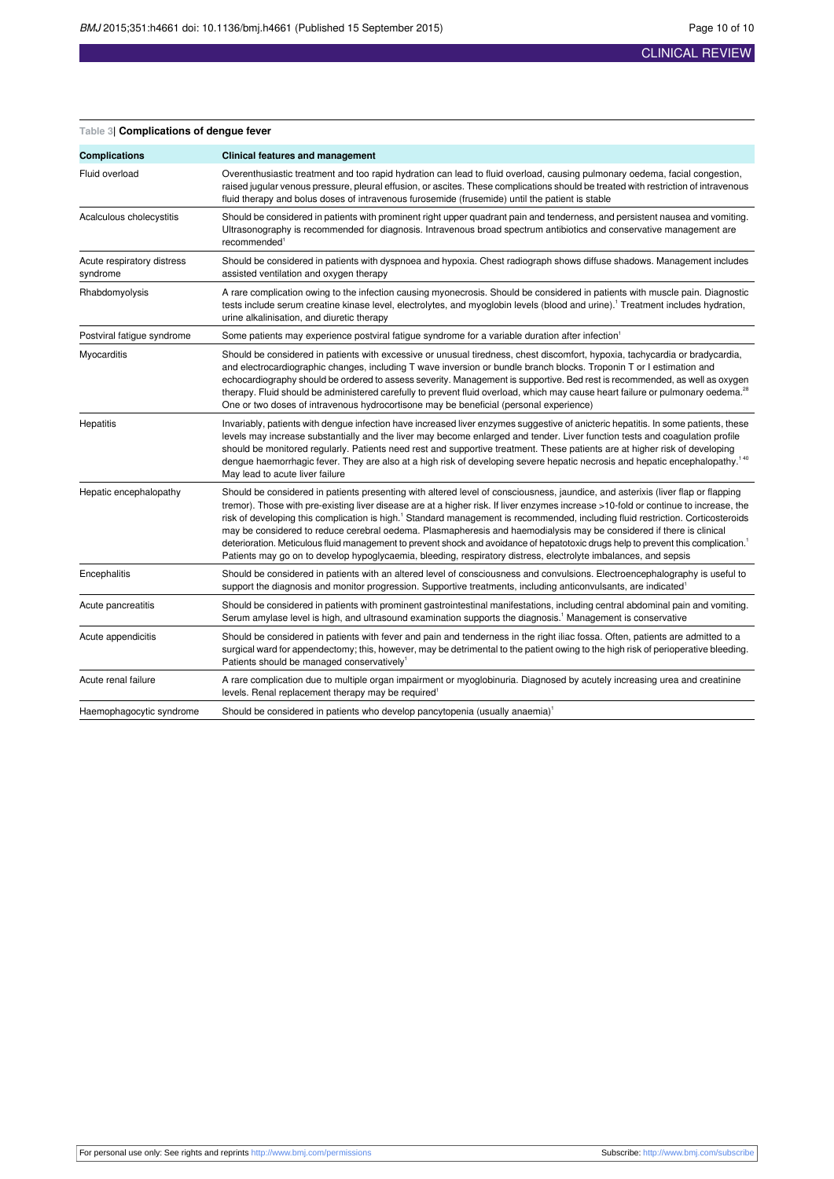Table 3| **Complications of dengue fever**

| Complications | Clinical features and management |
| --- | --- |
| Fluid overload | Overenthusiastic treatment and too rapid hydration can lead to fluid overload, causing pulmonary oedema, facial congestion, raised jugular venous pressure, pleural effusion, or ascites. These complications should be treated with restriction of intravenous fluid therapy and bolus doses of intravenous furosemide (frusemide) until the patient is stable |
| Acalculous cholecystitis | Should be considered in patients with prominent right upper quadrant pain and tenderness, and persistent nausea and vomiting. Ultrasonography is recommended for diagnosis. Intravenous broad spectrum antibiotics and conservative management are recommended[1] |
| Acute respiratory distress syndrome | Should be considered in patients with dyspnoea and hypoxia. Chest radiograph shows diffuse shadows. Management includes assisted ventilation and oxygen therapy |
| Rhabdomyolysis | A rare complication owing to the infection causing myonecrosis. Should be considered in patients with muscle pain. Diagnostic tests include serum creatine kinase level, electrolytes, and myoglobin levels (blood and urine).[1] Treatment includes hydration, urine alkalinisation, and diuretic therapy |
| Postviral fatigue syndrome | Some patients may experience postviral fatigue syndrome for a variable duration after infection[1] |
| Myocarditis | Should be considered in patients with excessive or unusual tiredness, chest discomfort, hypoxia, tachycardia or bradycardia, and electrocardiographic changes, including T wave inversion or bundle branch blocks. Troponin T or I estimation and echocardiography should be ordered to assess severity. Management is supportive. Bed rest is recommended, as well as oxygen therapy. Fluid should be administered carefully to prevent fluid overload, which may cause heart failure or pulmonary oedema.[28] One or two doses of intravenous hydrocortisone may be beneficial (personal experience) |
| Hepatitis | Invariably, patients with dengue infection have increased liver enzymes suggestive of anicteric hepatitis. In some patients, these levels may increase substantially and the liver may become enlarged and tender. Liver function tests and coagulation profile should be monitored regularly. Patients need rest and supportive treatment. These patients are at higher risk of developing dengue haemorrhagic fever. They are also at a high risk of developing severe hepatic necrosis and hepatic encephalopathy.[1,40] May lead to acute liver failure |
| Hepatic encephalopathy | Should be considered in patients presenting with altered level of consciousness, jaundice, and asterixis (liver flap or flapping tremor). Those with pre-existing liver disease are at a higher risk. If liver enzymes increase >10-fold or continue to increase, the risk of developing this complication is high.[1] Standard management is recommended, including fluid restriction. Corticosteroids may be considered to reduce cerebral oedema. Plasmapheresis and haemodialysis may be considered if there is clinical deterioration. Meticulous fluid management to prevent shock and avoidance of hepatotoxic drugs help to prevent this complication.[1] Patients may go on to develop hypoglycaemia, bleeding, respiratory distress, electrolyte imbalances, and sepsis |
| Encephalitis | Should be considered in patients with an altered level of consciousness and convulsions. Electroencephalography is useful to support the diagnosis and monitor progression. Supportive treatments, including anticonvulsants, are indicated[1] |
| Acute pancreatitis | Should be considered in patients with prominent gastrointestinal manifestations, including central abdominal pain and vomiting. Serum amylase level is high, and ultrasound examination supports the diagnosis.[1] Management is conservative |
| Acute appendicitis | Should be considered in patients with fever and pain and tenderness in the right iliac fossa. Often, patients are admitted to a surgical ward for appendectomy; this, however, may be detrimental to the patient owing to the high risk of perioperative bleeding. Patients should be managed conservatively[1] |
| Acute renal failure | A rare complication due to multiple organ impairment or myoglobinuria. Diagnosed by acutely increasing urea and creatinine levels. Renal replacement therapy may be required[1] |
| Haemophagocytic syndrome | Should be considered in patients who develop pancytopenia (usually anaemia)[1] |